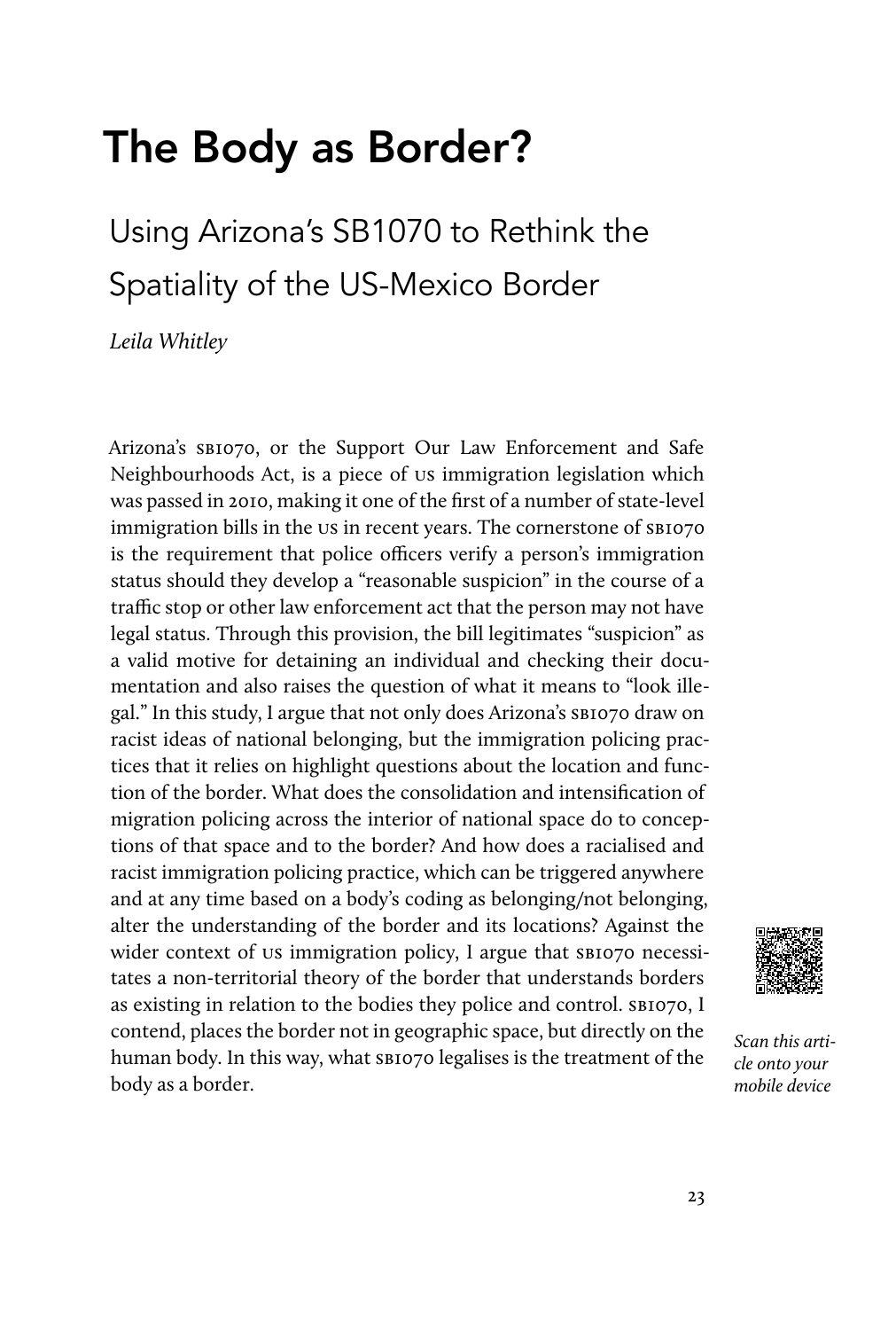# The Body as Border?

## Using Arizona's SB1070 to Rethink the Spatiality of the US-Mexico Border

*Leila Whitley*

Arizona's SB1070, or the Support Our Law Enforcement and Safe Neighbourhoods Act, is a piece of US immigration legislation which was passed in 2010, making it one of the first of a number of state-level immigration bills in the US in recent years. The cornerstone of SB1070 is the requirement that police officers verify a person's immigration status should they develop a "reasonable suspicion" in the course of a traffic stop or other law enforcement act that the person may not have legal status. Through this provision, the bill legitimates "suspicion" as a valid motive for detaining an individual and checking their documentation and also raises the question of what it means to "look illegal." In this study, I argue that not only does Arizona's SB1070 draw on racist ideas of national belonging, but the immigration policing practices that it relies on highlight questions about the location and function of the border. What does the consolidation and intensification of migration policing across the interior of national space do to conceptions of that space and to the border? And how does a racialised and racist immigration policing practice, which can be triggered anywhere and at any time based on a body's coding as belonging/not belonging, alter the understanding of the border and its locations? Against the wider context of US immigration policy, I argue that SB1070 necessitates a non-territorial theory of the border that understands borders as existing in relation to the bodies they police and control. SB1070, I contend, places the border not in geographic space, but directly on the human body. In this way, what SB1070 legalises is the treatment of the body as a border.

*Scan this article onto your mobile device*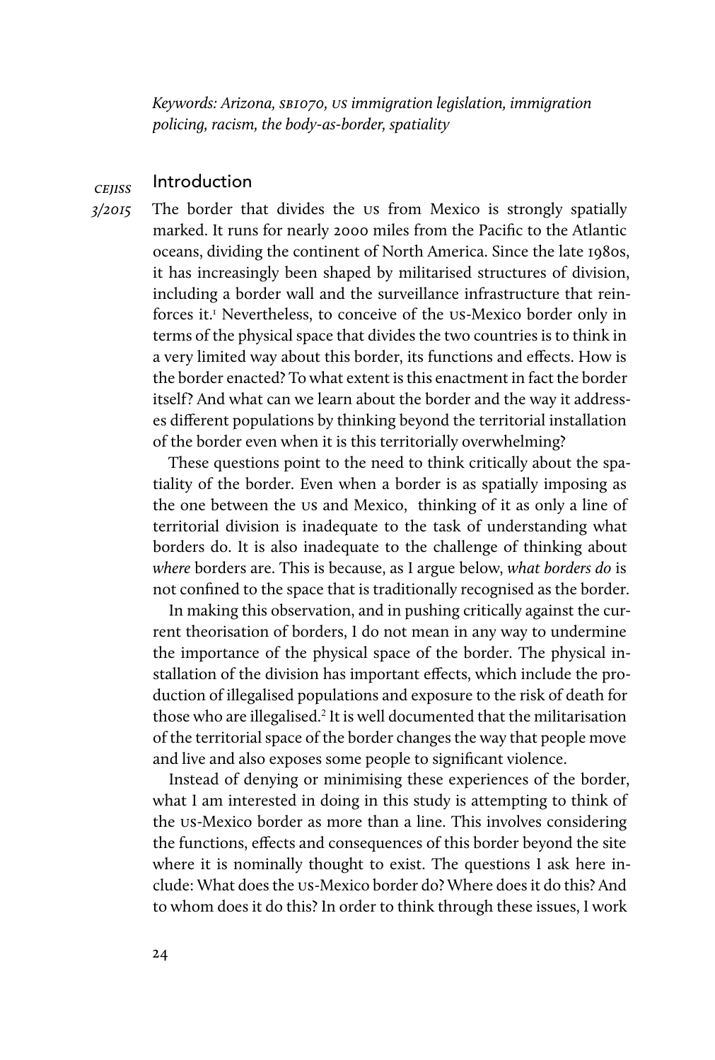*Keywords: Arizona, SB1070, US immigration legislation, immigration policing, racism, the body-as-border, spatiality*

## Introduction

The border that divides the US from Mexico is strongly spatially marked. It runs for nearly 2000 miles from the Pacific to the Atlantic oceans, dividing the continent of North America. Since the late 1980s, it has increasingly been shaped by militarised structures of division, including a border wall and the surveillance infrastructure that reinforces it.[1] Nevertheless, to conceive of the US-Mexico border only in terms of the physical space that divides the two countries is to think in a very limited way about this border, its functions and effects. How is the border enacted? To what extent is this enactment in fact the border itself? And what can we learn about the border and the way it addresses different populations by thinking beyond the territorial installation of the border even when it is this territorially overwhelming?

These questions point to the need to think critically about the spatiality of the border. Even when a border is as spatially imposing as the one between the US and Mexico, thinking of it as only a line of territorial division is inadequate to the task of understanding what borders do. It is also inadequate to the challenge of thinking about *where* borders are. This is because, as I argue below, *what borders do* is not confined to the space that is traditionally recognised as the border.

In making this observation, and in pushing critically against the current theorisation of borders, I do not mean in any way to undermine the importance of the physical space of the border. The physical installation of the division has important effects, which include the production of illegalised populations and exposure to the risk of death for those who are illegalised.[2] It is well documented that the militarisation of the territorial space of the border changes the way that people move and live and also exposes some people to significant violence.

Instead of denying or minimising these experiences of the border, what I am interested in doing in this study is attempting to think of the US-Mexico border as more than a line. This involves considering the functions, effects and consequences of this border beyond the site where it is nominally thought to exist. The questions I ask here include: What does the US-Mexico border do? Where does it do this? And to whom does it do this? In order to think through these issues, I work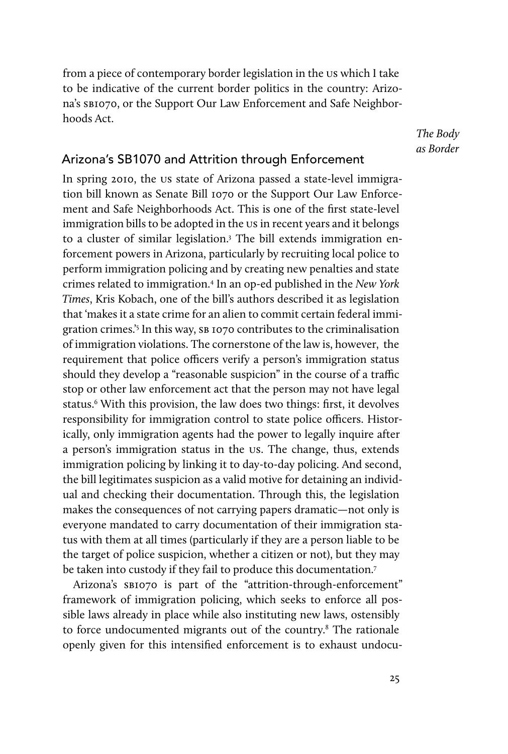from a piece of contemporary border legislation in the US which I take to be indicative of the current border politics in the country: Arizona's SB1070, or the Support Our Law Enforcement and Safe Neighborhoods Act.

## Arizona's SB1070 and Attrition through Enforcement

In spring 2010, the US state of Arizona passed a state-level immigration bill known as Senate Bill 1070 or the Support Our Law Enforcement and Safe Neighborhoods Act. This is one of the first state-level immigration bills to be adopted in the US in recent years and it belongs to a cluster of similar legislation.[3] The bill extends immigration enforcement powers in Arizona, particularly by recruiting local police to perform immigration policing and by creating new penalties and state crimes related to immigration.[4] In an op-ed published in the *New York Times*, Kris Kobach, one of the bill's authors described it as legislation that 'makes it a state crime for an alien to commit certain federal immigration crimes.'[5] In this way, SB 1070 contributes to the criminalisation of immigration violations. The cornerstone of the law is, however, the requirement that police officers verify a person's immigration status should they develop a "reasonable suspicion" in the course of a traffic stop or other law enforcement act that the person may not have legal status.[6] With this provision, the law does two things: first, it devolves responsibility for immigration control to state police officers. Historically, only immigration agents had the power to legally inquire after a person's immigration status in the US. The change, thus, extends immigration policing by linking it to day-to-day policing. And second, the bill legitimates suspicion as a valid motive for detaining an individual and checking their documentation. Through this, the legislation makes the consequences of not carrying papers dramatic—not only is everyone mandated to carry documentation of their immigration status with them at all times (particularly if they are a person liable to be the target of police suspicion, whether a citizen or not), but they may be taken into custody if they fail to produce this documentation.[7]

Arizona's SB1070 is part of the "attrition-through-enforcement" framework of immigration policing, which seeks to enforce all possible laws already in place while also instituting new laws, ostensibly to force undocumented migrants out of the country.[8] The rationale openly given for this intensified enforcement is to exhaust undocu-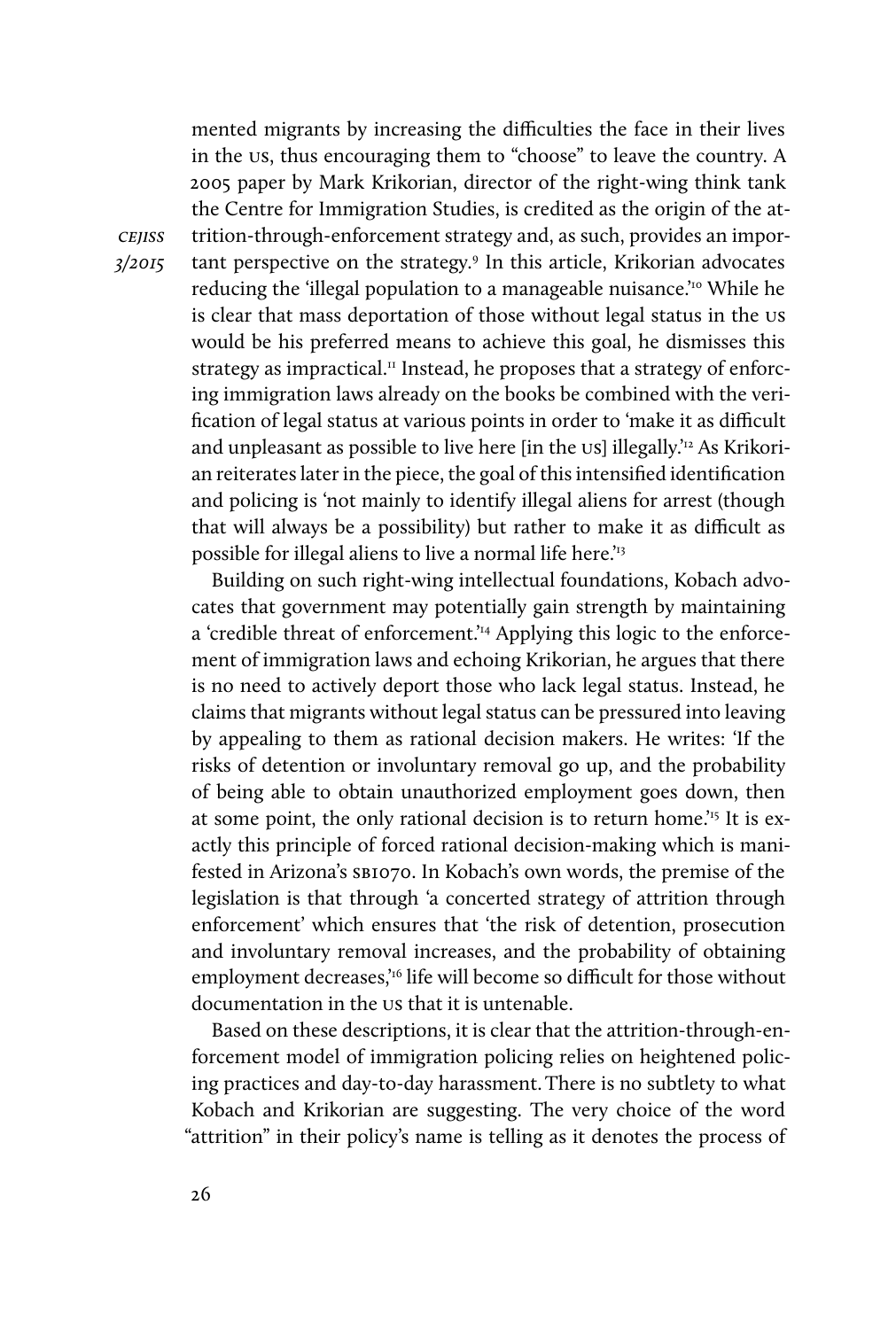mented migrants by increasing the difficulties the face in their lives in the US, thus encouraging them to "choose" to leave the country. A 2005 paper by Mark Krikorian, director of the right-wing think tank the Centre for Immigration Studies, is credited as the origin of the attrition-through-enforcement strategy and, as such, provides an important perspective on the strategy.[9] In this article, Krikorian advocates reducing the 'illegal population to a manageable nuisance.'[10] While he is clear that mass deportation of those without legal status in the US would be his preferred means to achieve this goal, he dismisses this strategy as impractical.[11] Instead, he proposes that a strategy of enforcing immigration laws already on the books be combined with the verification of legal status at various points in order to 'make it as difficult and unpleasant as possible to live here [in the US] illegally.'[12] As Krikorian reiterates later in the piece, the goal of this intensified identification and policing is 'not mainly to identify illegal aliens for arrest (though that will always be a possibility) but rather to make it as difficult as possible for illegal aliens to live a normal life here.'[13]

Building on such right-wing intellectual foundations, Kobach advocates that government may potentially gain strength by maintaining a 'credible threat of enforcement.'[14] Applying this logic to the enforcement of immigration laws and echoing Krikorian, he argues that there is no need to actively deport those who lack legal status. Instead, he claims that migrants without legal status can be pressured into leaving by appealing to them as rational decision makers. He writes: 'If the risks of detention or involuntary removal go up, and the probability of being able to obtain unauthorized employment goes down, then at some point, the only rational decision is to return home.'[15] It is exactly this principle of forced rational decision-making which is manifested in Arizona's SB1070. In Kobach's own words, the premise of the legislation is that through 'a concerted strategy of attrition through enforcement' which ensures that 'the risk of detention, prosecution and involuntary removal increases, and the probability of obtaining employment decreases,'[16] life will become so difficult for those without documentation in the US that it is untenable.

Based on these descriptions, it is clear that the attrition-through-enforcement model of immigration policing relies on heightened policing practices and day-to-day harassment. There is no subtlety to what Kobach and Krikorian are suggesting. The very choice of the word "attrition" in their policy's name is telling as it denotes the process of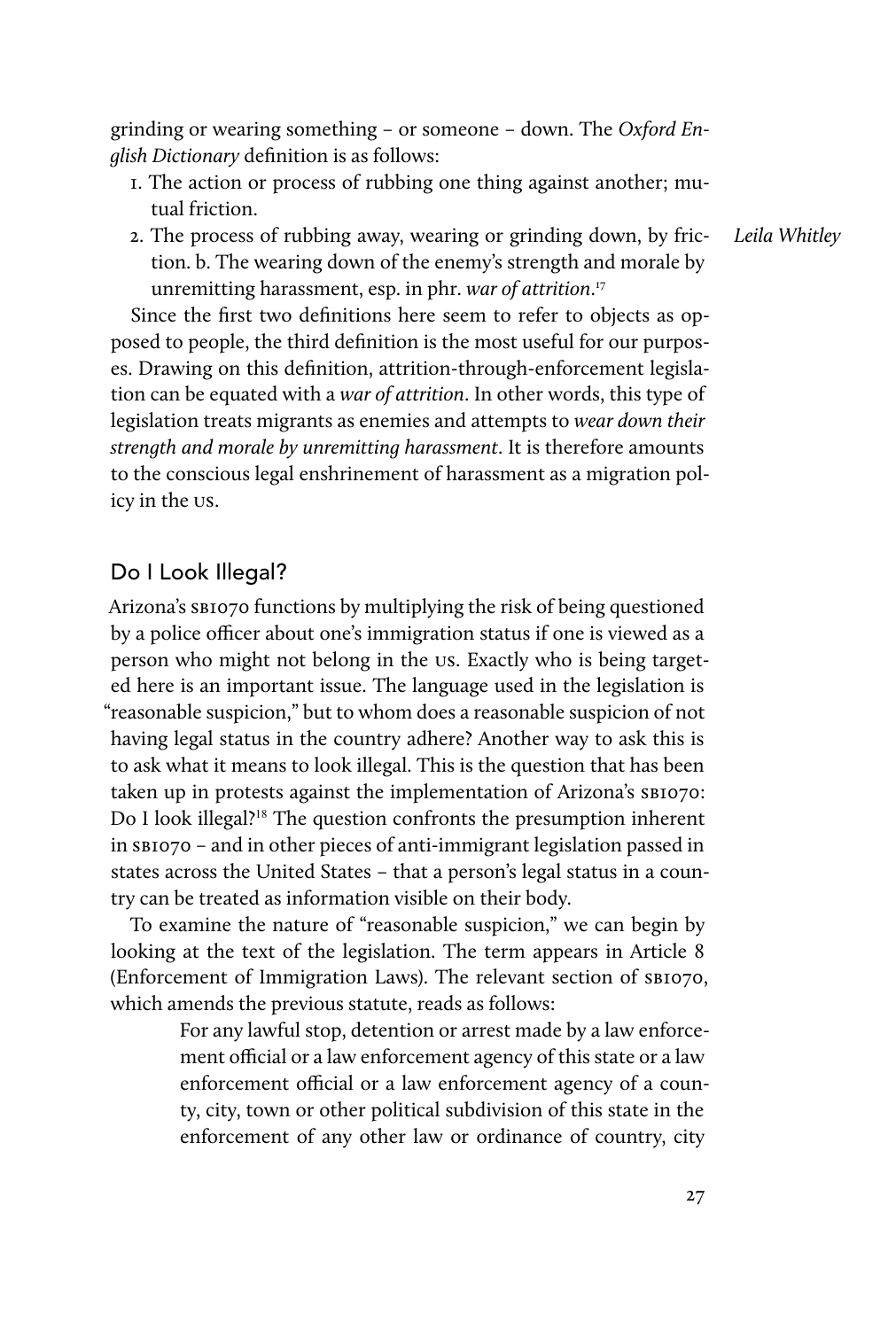grinding or wearing something – or someone – down. The *Oxford English Dictionary* definition is as follows:

1. The action or process of rubbing one thing against another; mutual friction.
2. The process of rubbing away, wearing or grinding down, by friction. b. The wearing down of the enemy's strength and morale by unremitting harassment, esp. in phr. *war of attrition*.[17]

Since the first two definitions here seem to refer to objects as opposed to people, the third definition is the most useful for our purposes. Drawing on this definition, attrition-through-enforcement legislation can be equated with a *war of attrition*. In other words, this type of legislation treats migrants as enemies and attempts to *wear down their strength and morale by unremitting harassment*. It is therefore amounts to the conscious legal enshrinement of harassment as a migration policy in the US.

## Do I Look Illegal?

Arizona's SB1070 functions by multiplying the risk of being questioned by a police officer about one's immigration status if one is viewed as a person who might not belong in the US. Exactly who is being targeted here is an important issue. The language used in the legislation is "reasonable suspicion," but to whom does a reasonable suspicion of not having legal status in the country adhere? Another way to ask this is to ask what it means to look illegal. This is the question that has been taken up in protests against the implementation of Arizona's SB1070: Do I look illegal?[18] The question confronts the presumption inherent in SB1070 – and in other pieces of anti-immigrant legislation passed in states across the United States – that a person's legal status in a country can be treated as information visible on their body.

To examine the nature of "reasonable suspicion," we can begin by looking at the text of the legislation. The term appears in Article 8 (Enforcement of Immigration Laws). The relevant section of SB1070, which amends the previous statute, reads as follows:

> For any lawful stop, detention or arrest made by a law enforcement official or a law enforcement agency of this state or a law enforcement official or a law enforcement agency of a county, city, town or other political subdivision of this state in the enforcement of any other law or ordinance of country, city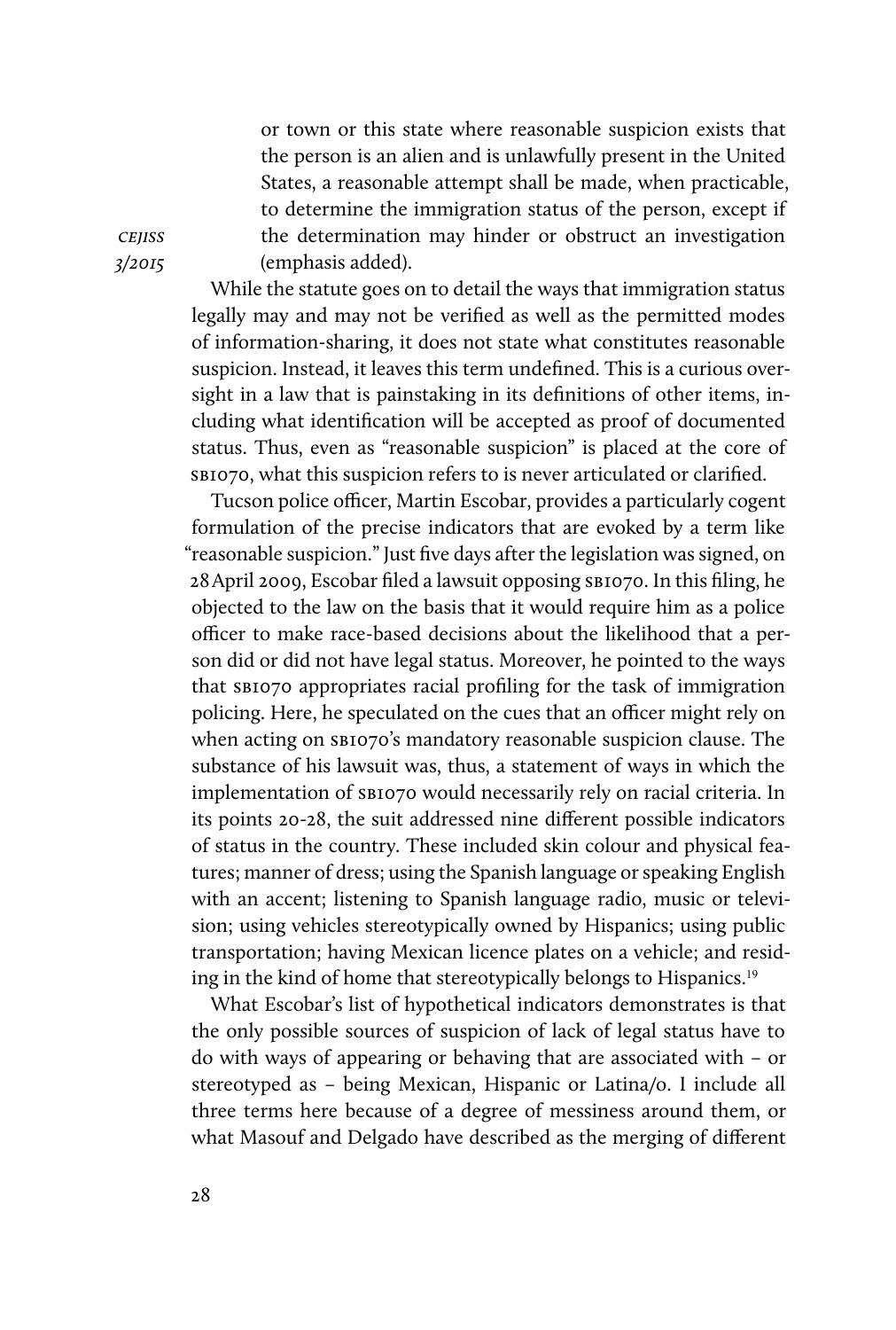> or town or this state where reasonable suspicion exists that the person is an alien and is unlawfully present in the United States, a reasonable attempt shall be made, when practicable, to determine the immigration status of the person, except if the determination may hinder or obstruct an investigation (emphasis added).

While the statute goes on to detail the ways that immigration status legally may and may not be verified as well as the permitted modes of information-sharing, it does not state what constitutes reasonable suspicion. Instead, it leaves this term undefined. This is a curious oversight in a law that is painstaking in its definitions of other items, including what identification will be accepted as proof of documented status. Thus, even as "reasonable suspicion" is placed at the core of SB1070, what this suspicion refers to is never articulated or clarified.

Tucson police officer, Martin Escobar, provides a particularly cogent formulation of the precise indicators that are evoked by a term like "reasonable suspicion." Just five days after the legislation was signed, on 28 April 2009, Escobar filed a lawsuit opposing SB1070. In this filing, he objected to the law on the basis that it would require him as a police officer to make race-based decisions about the likelihood that a person did or did not have legal status. Moreover, he pointed to the ways that SB1070 appropriates racial profiling for the task of immigration policing. Here, he speculated on the cues that an officer might rely on when acting on SB1070's mandatory reasonable suspicion clause. The substance of his lawsuit was, thus, a statement of ways in which the implementation of SB1070 would necessarily rely on racial criteria. In its points 20-28, the suit addressed nine different possible indicators of status in the country. These included skin colour and physical features; manner of dress; using the Spanish language or speaking English with an accent; listening to Spanish language radio, music or television; using vehicles stereotypically owned by Hispanics; using public transportation; having Mexican licence plates on a vehicle; and residing in the kind of home that stereotypically belongs to Hispanics.[19]

What Escobar's list of hypothetical indicators demonstrates is that the only possible sources of suspicion of lack of legal status have to do with ways of appearing or behaving that are associated with – or stereotyped as – being Mexican, Hispanic or Latina/o. I include all three terms here because of a degree of messiness around them, or what Masouf and Delgado have described as the merging of different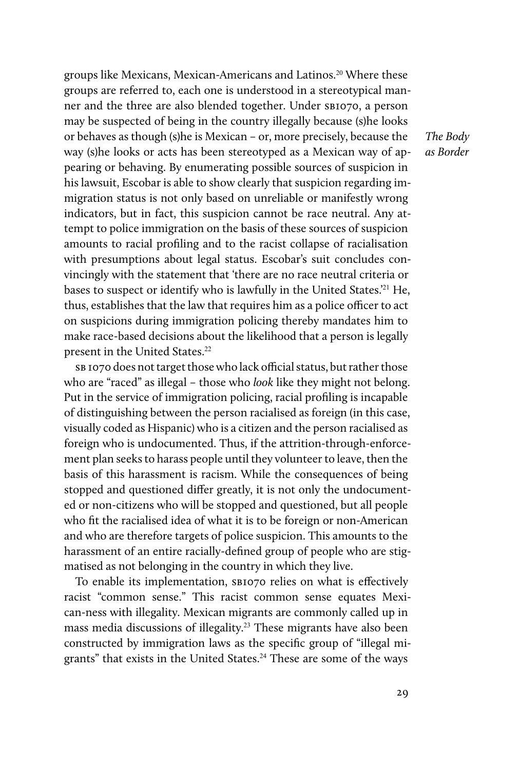groups like Mexicans, Mexican-Americans and Latinos.[20] Where these groups are referred to, each one is understood in a stereotypical manner and the three are also blended together. Under SB1070, a person may be suspected of being in the country illegally because (s)he looks or behaves as though (s)he is Mexican – or, more precisely, because the way (s)he looks or acts has been stereotyped as a Mexican way of appearing or behaving. By enumerating possible sources of suspicion in his lawsuit, Escobar is able to show clearly that suspicion regarding immigration status is not only based on unreliable or manifestly wrong indicators, but in fact, this suspicion cannot be race neutral. Any attempt to police immigration on the basis of these sources of suspicion amounts to racial profiling and to the racist collapse of racialisation with presumptions about legal status. Escobar's suit concludes convincingly with the statement that 'there are no race neutral criteria or bases to suspect or identify who is lawfully in the United States.'[21] He, thus, establishes that the law that requires him as a police officer to act on suspicions during immigration policing thereby mandates him to make race-based decisions about the likelihood that a person is legally present in the United States.[22]

SB 1070 does not target those who lack official status, but rather those who are "raced" as illegal – those who *look* like they might not belong. Put in the service of immigration policing, racial profiling is incapable of distinguishing between the person racialised as foreign (in this case, visually coded as Hispanic) who is a citizen and the person racialised as foreign who is undocumented. Thus, if the attrition-through-enforcement plan seeks to harass people until they volunteer to leave, then the basis of this harassment is racism. While the consequences of being stopped and questioned differ greatly, it is not only the undocumented or non-citizens who will be stopped and questioned, but all people who fit the racialised idea of what it is to be foreign or non-American and who are therefore targets of police suspicion. This amounts to the harassment of an entire racially-defined group of people who are stigmatised as not belonging in the country in which they live.

To enable its implementation, SB1070 relies on what is effectively racist "common sense." This racist common sense equates Mexican-ness with illegality. Mexican migrants are commonly called up in mass media discussions of illegality.[23] These migrants have also been constructed by immigration laws as the specific group of "illegal migrants" that exists in the United States.[24] These are some of the ways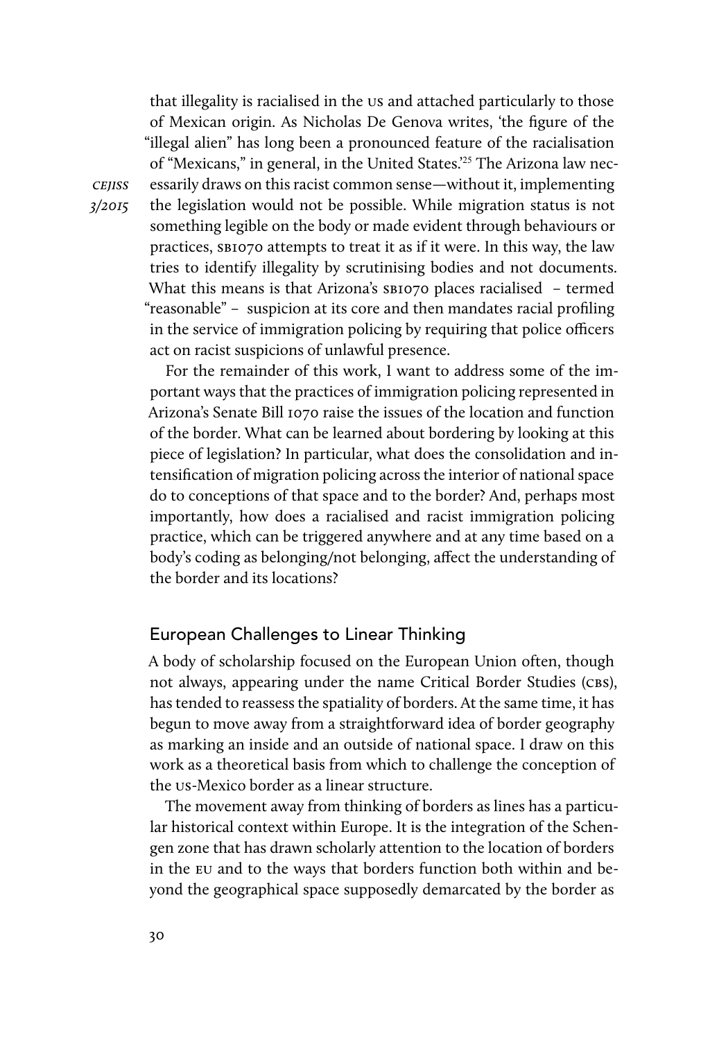that illegality is racialised in the US and attached particularly to those of Mexican origin. As Nicholas De Genova writes, 'the figure of the "illegal alien" has long been a pronounced feature of the racialisation of "Mexicans," in general, in the United States.'[25] The Arizona law necessarily draws on this racist common sense—without it, implementing the legislation would not be possible. While migration status is not something legible on the body or made evident through behaviours or practices, SB1070 attempts to treat it as if it were. In this way, the law tries to identify illegality by scrutinising bodies and not documents. What this means is that Arizona's SB1070 places racialised – termed "reasonable" – suspicion at its core and then mandates racial profiling in the service of immigration policing by requiring that police officers act on racist suspicions of unlawful presence.

For the remainder of this work, I want to address some of the important ways that the practices of immigration policing represented in Arizona's Senate Bill 1070 raise the issues of the location and function of the border. What can be learned about bordering by looking at this piece of legislation? In particular, what does the consolidation and intensification of migration policing across the interior of national space do to conceptions of that space and to the border? And, perhaps most importantly, how does a racialised and racist immigration policing practice, which can be triggered anywhere and at any time based on a body's coding as belonging/not belonging, affect the understanding of the border and its locations?

## European Challenges to Linear Thinking

A body of scholarship focused on the European Union often, though not always, appearing under the name Critical Border Studies (CBS), has tended to reassess the spatiality of borders. At the same time, it has begun to move away from a straightforward idea of border geography as marking an inside and an outside of national space. I draw on this work as a theoretical basis from which to challenge the conception of the US-Mexico border as a linear structure.

The movement away from thinking of borders as lines has a particular historical context within Europe. It is the integration of the Schengen zone that has drawn scholarly attention to the location of borders in the EU and to the ways that borders function both within and beyond the geographical space supposedly demarcated by the border as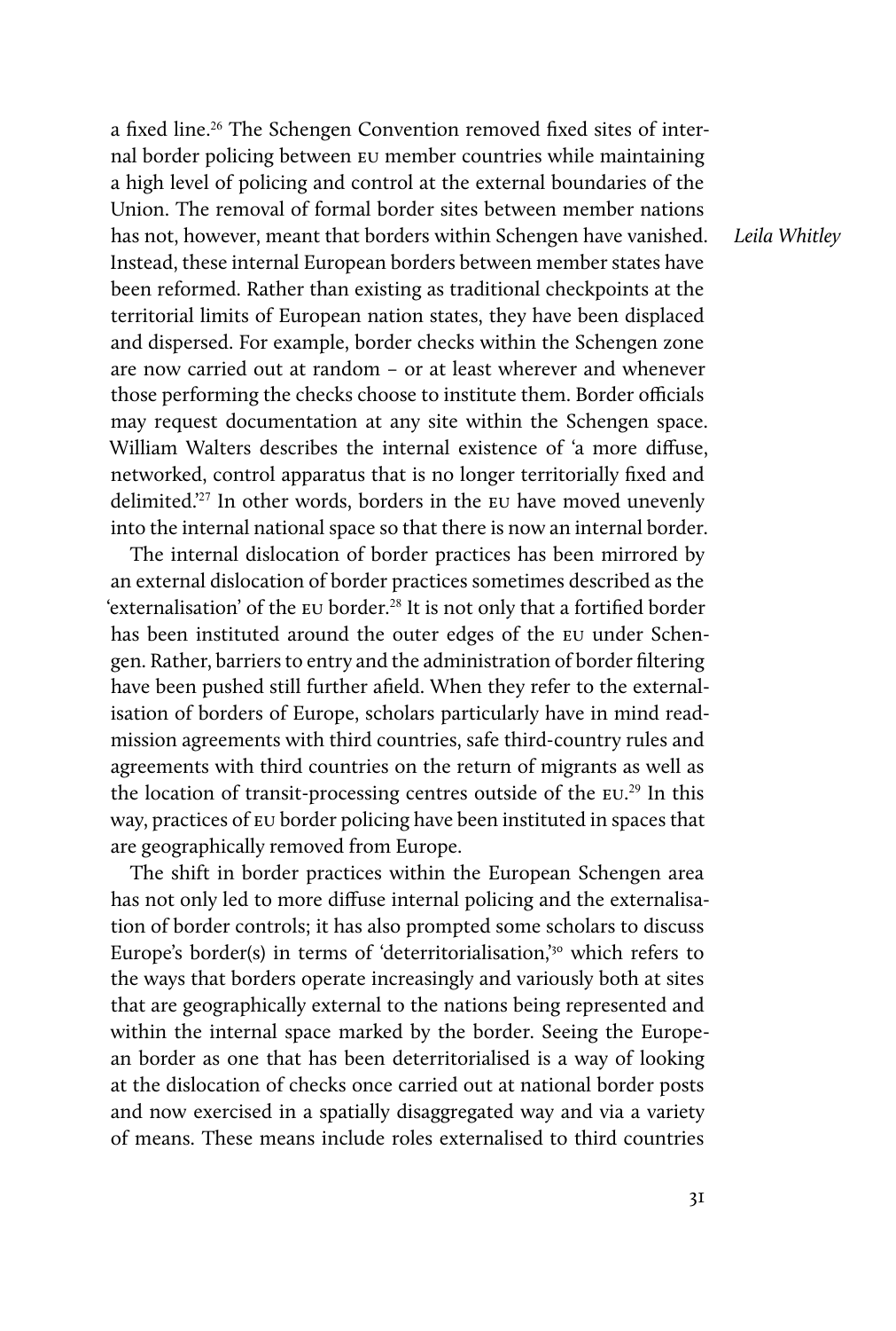a fixed line.[26] The Schengen Convention removed fixed sites of internal border policing between EU member countries while maintaining a high level of policing and control at the external boundaries of the Union. The removal of formal border sites between member nations has not, however, meant that borders within Schengen have vanished. Instead, these internal European borders between member states have been reformed. Rather than existing as traditional checkpoints at the territorial limits of European nation states, they have been displaced and dispersed. For example, border checks within the Schengen zone are now carried out at random – or at least wherever and whenever those performing the checks choose to institute them. Border officials may request documentation at any site within the Schengen space. William Walters describes the internal existence of 'a more diffuse, networked, control apparatus that is no longer territorially fixed and delimited.'[27] In other words, borders in the EU have moved unevenly into the internal national space so that there is now an internal border.

The internal dislocation of border practices has been mirrored by an external dislocation of border practices sometimes described as the 'externalisation' of the EU border.[28] It is not only that a fortified border has been instituted around the outer edges of the EU under Schengen. Rather, barriers to entry and the administration of border filtering have been pushed still further afield. When they refer to the externalisation of borders of Europe, scholars particularly have in mind readmission agreements with third countries, safe third-country rules and agreements with third countries on the return of migrants as well as the location of transit-processing centres outside of the EU.[29] In this way, practices of EU border policing have been instituted in spaces that are geographically removed from Europe.

The shift in border practices within the European Schengen area has not only led to more diffuse internal policing and the externalisation of border controls; it has also prompted some scholars to discuss Europe's border(s) in terms of 'deterritorialisation,'[30] which refers to the ways that borders operate increasingly and variously both at sites that are geographically external to the nations being represented and within the internal space marked by the border. Seeing the European border as one that has been deterritorialised is a way of looking at the dislocation of checks once carried out at national border posts and now exercised in a spatially disaggregated way and via a variety of means. These means include roles externalised to third countries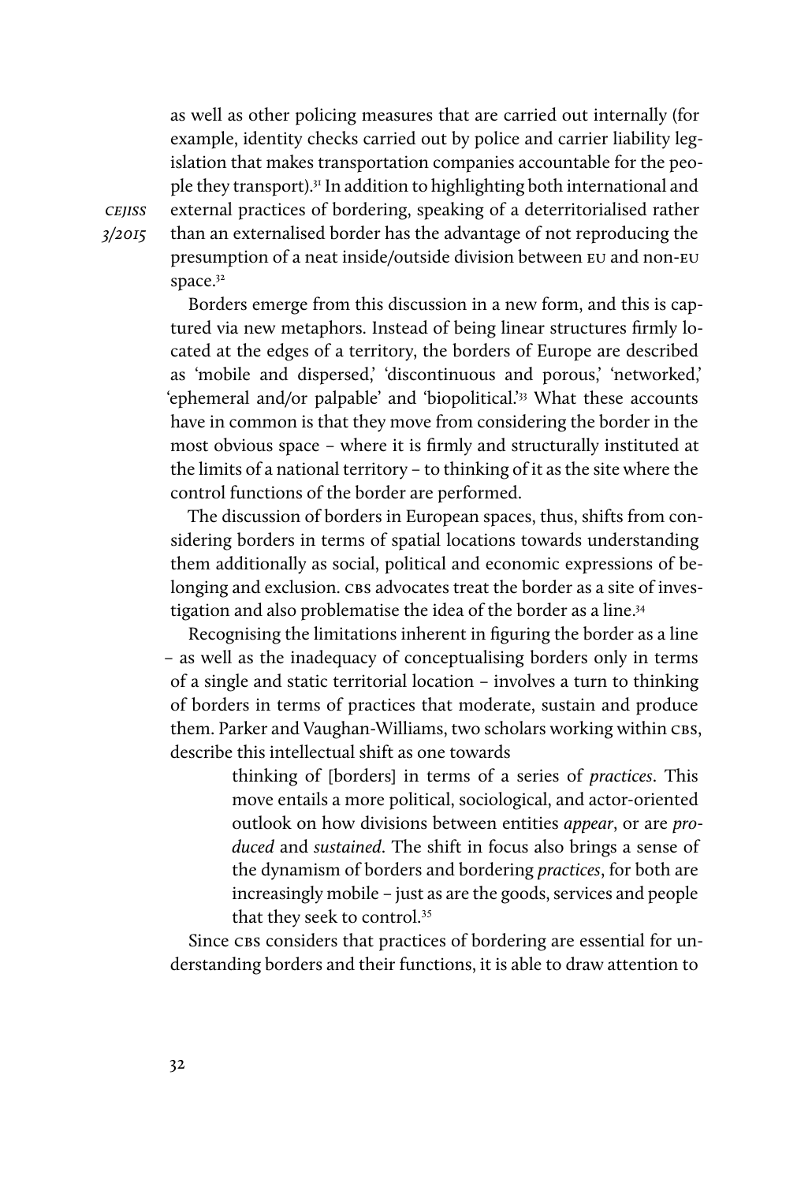as well as other policing measures that are carried out internally (for example, identity checks carried out by police and carrier liability legislation that makes transportation companies accountable for the people they transport).[31] In addition to highlighting both international and external practices of bordering, speaking of a deterritorialised rather than an externalised border has the advantage of not reproducing the presumption of a neat inside/outside division between EU and non-EU space.[32]

Borders emerge from this discussion in a new form, and this is captured via new metaphors. Instead of being linear structures firmly located at the edges of a territory, the borders of Europe are described as 'mobile and dispersed,' 'discontinuous and porous,' 'networked,' 'ephemeral and/or palpable' and 'biopolitical.'[33] What these accounts have in common is that they move from considering the border in the most obvious space – where it is firmly and structurally instituted at the limits of a national territory – to thinking of it as the site where the control functions of the border are performed.

The discussion of borders in European spaces, thus, shifts from considering borders in terms of spatial locations towards understanding them additionally as social, political and economic expressions of belonging and exclusion. CBS advocates treat the border as a site of investigation and also problematise the idea of the border as a line.[34]

Recognising the limitations inherent in figuring the border as a line – as well as the inadequacy of conceptualising borders only in terms of a single and static territorial location – involves a turn to thinking of borders in terms of practices that moderate, sustain and produce them. Parker and Vaughan-Williams, two scholars working within CBS, describe this intellectual shift as one towards

> thinking of [borders] in terms of a series of *practices*. This move entails a more political, sociological, and actor-oriented outlook on how divisions between entities *appear*, or are *produced* and *sustained*. The shift in focus also brings a sense of the dynamism of borders and bordering *practices*, for both are increasingly mobile – just as are the goods, services and people that they seek to control.[35]

Since CBS considers that practices of bordering are essential for understanding borders and their functions, it is able to draw attention to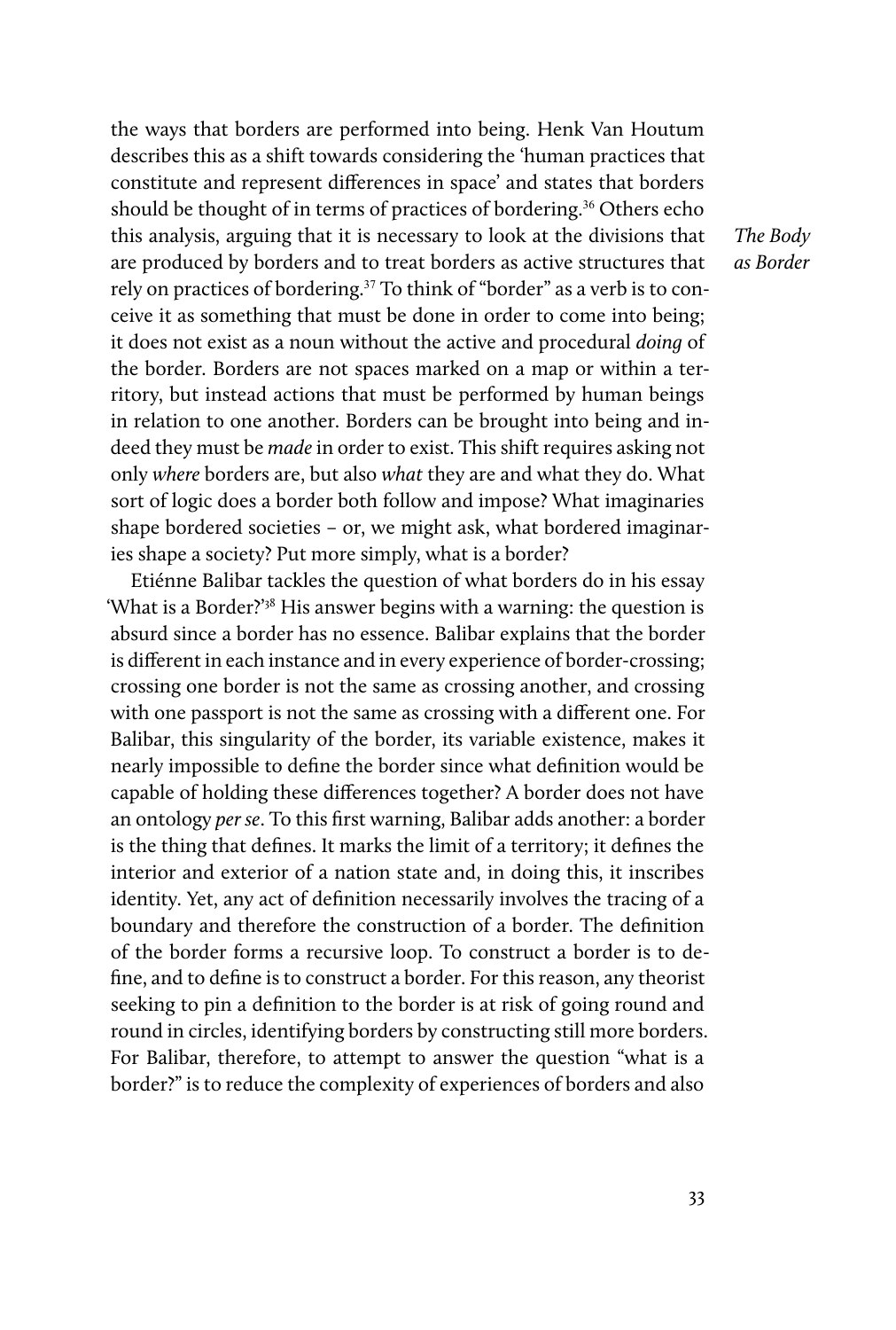the ways that borders are performed into being. Henk Van Houtum describes this as a shift towards considering the 'human practices that constitute and represent differences in space' and states that borders should be thought of in terms of practices of bordering.[36] Others echo this analysis, arguing that it is necessary to look at the divisions that are produced by borders and to treat borders as active structures that rely on practices of bordering.[37] To think of "border" as a verb is to conceive it as something that must be done in order to come into being; it does not exist as a noun without the active and procedural *doing* of the border. Borders are not spaces marked on a map or within a territory, but instead actions that must be performed by human beings in relation to one another. Borders can be brought into being and indeed they must be *made* in order to exist. This shift requires asking not only *where* borders are, but also *what* they are and what they do. What sort of logic does a border both follow and impose? What imaginaries shape bordered societies – or, we might ask, what bordered imaginaries shape a society? Put more simply, what is a border?

Etiénne Balibar tackles the question of what borders do in his essay 'What is a Border?'[38] His answer begins with a warning: the question is absurd since a border has no essence. Balibar explains that the border is different in each instance and in every experience of border-crossing; crossing one border is not the same as crossing another, and crossing with one passport is not the same as crossing with a different one. For Balibar, this singularity of the border, its variable existence, makes it nearly impossible to define the border since what definition would be capable of holding these differences together? A border does not have an ontology *per se*. To this first warning, Balibar adds another: a border is the thing that defines. It marks the limit of a territory; it defines the interior and exterior of a nation state and, in doing this, it inscribes identity. Yet, any act of definition necessarily involves the tracing of a boundary and therefore the construction of a border. The definition of the border forms a recursive loop. To construct a border is to define, and to define is to construct a border. For this reason, any theorist seeking to pin a definition to the border is at risk of going round and round in circles, identifying borders by constructing still more borders. For Balibar, therefore, to attempt to answer the question "what is a border?" is to reduce the complexity of experiences of borders and also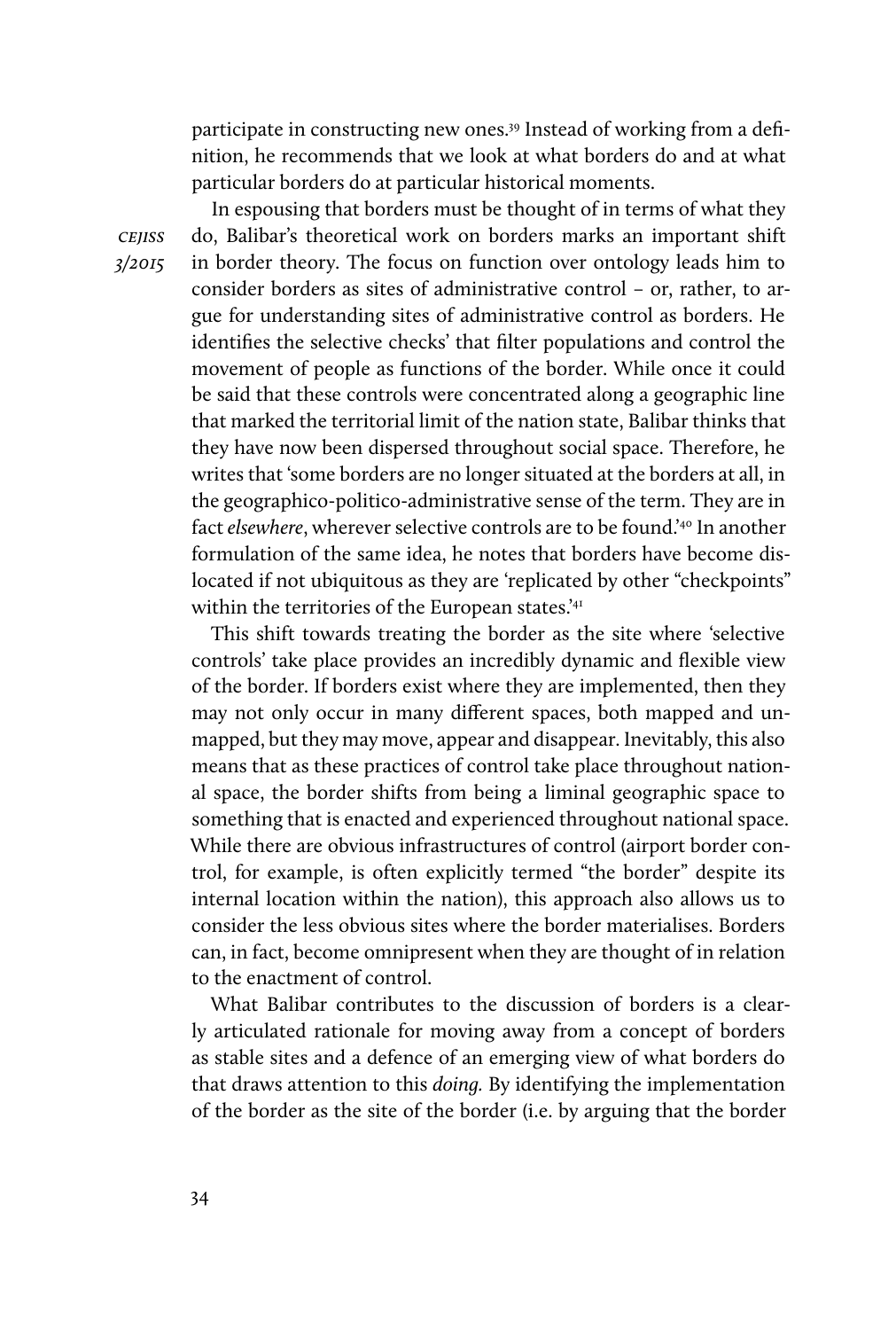participate in constructing new ones.[39] Instead of working from a definition, he recommends that we look at what borders do and at what particular borders do at particular historical moments.

In espousing that borders must be thought of in terms of what they do, Balibar's theoretical work on borders marks an important shift in border theory. The focus on function over ontology leads him to consider borders as sites of administrative control – or, rather, to argue for understanding sites of administrative control as borders. He identifies the selective checks' that filter populations and control the movement of people as functions of the border. While once it could be said that these controls were concentrated along a geographic line that marked the territorial limit of the nation state, Balibar thinks that they have now been dispersed throughout social space. Therefore, he writes that 'some borders are no longer situated at the borders at all, in the geographico-politico-administrative sense of the term. They are in fact *elsewhere*, wherever selective controls are to be found.'[40] In another formulation of the same idea, he notes that borders have become dislocated if not ubiquitous as they are 'replicated by other "checkpoints" within the territories of the European states.'[41]

This shift towards treating the border as the site where 'selective controls' take place provides an incredibly dynamic and flexible view of the border. If borders exist where they are implemented, then they may not only occur in many different spaces, both mapped and unmapped, but they may move, appear and disappear. Inevitably, this also means that as these practices of control take place throughout national space, the border shifts from being a liminal geographic space to something that is enacted and experienced throughout national space. While there are obvious infrastructures of control (airport border control, for example, is often explicitly termed "the border" despite its internal location within the nation), this approach also allows us to consider the less obvious sites where the border materialises. Borders can, in fact, become omnipresent when they are thought of in relation to the enactment of control.

What Balibar contributes to the discussion of borders is a clearly articulated rationale for moving away from a concept of borders as stable sites and a defence of an emerging view of what borders do that draws attention to this *doing.* By identifying the implementation of the border as the site of the border (i.e. by arguing that the border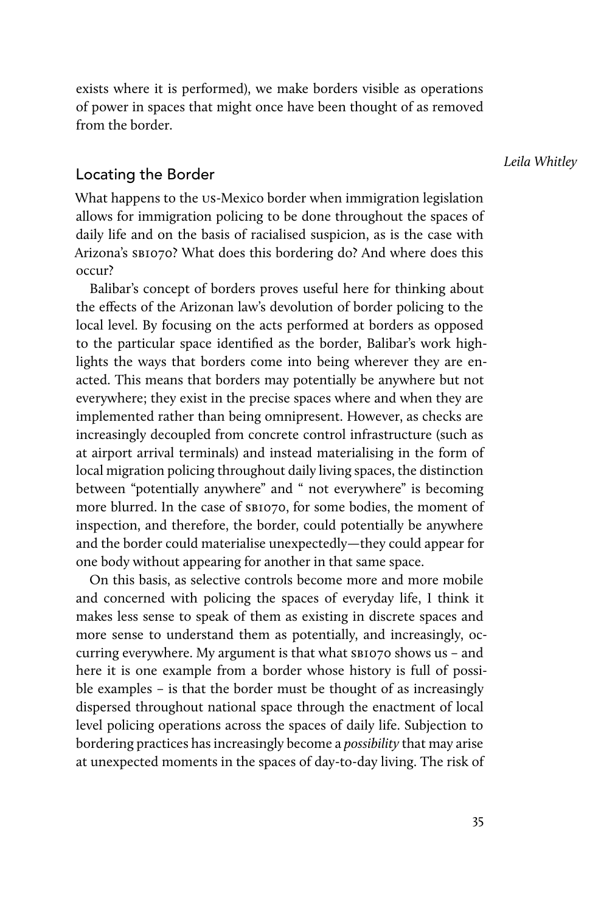exists where it is performed), we make borders visible as operations of power in spaces that might once have been thought of as removed from the border.

## Locating the Border

What happens to the US-Mexico border when immigration legislation allows for immigration policing to be done throughout the spaces of daily life and on the basis of racialised suspicion, as is the case with Arizona's SB1070? What does this bordering do? And where does this occur?

Balibar's concept of borders proves useful here for thinking about the effects of the Arizonan law's devolution of border policing to the local level. By focusing on the acts performed at borders as opposed to the particular space identified as the border, Balibar's work highlights the ways that borders come into being wherever they are enacted. This means that borders may potentially be anywhere but not everywhere; they exist in the precise spaces where and when they are implemented rather than being omnipresent. However, as checks are increasingly decoupled from concrete control infrastructure (such as at airport arrival terminals) and instead materialising in the form of local migration policing throughout daily living spaces, the distinction between "potentially anywhere" and " not everywhere" is becoming more blurred. In the case of SB1070, for some bodies, the moment of inspection, and therefore, the border, could potentially be anywhere and the border could materialise unexpectedly—they could appear for one body without appearing for another in that same space.

On this basis, as selective controls become more and more mobile and concerned with policing the spaces of everyday life, I think it makes less sense to speak of them as existing in discrete spaces and more sense to understand them as potentially, and increasingly, occurring everywhere. My argument is that what SB1070 shows us – and here it is one example from a border whose history is full of possible examples – is that the border must be thought of as increasingly dispersed throughout national space through the enactment of local level policing operations across the spaces of daily life. Subjection to bordering practices has increasingly become a *possibility* that may arise at unexpected moments in the spaces of day-to-day living. The risk of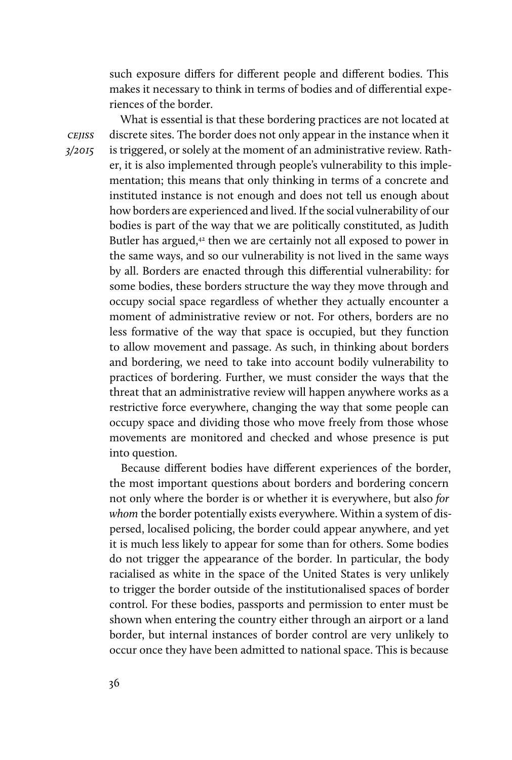such exposure differs for different people and different bodies. This makes it necessary to think in terms of bodies and of differential experiences of the border.

What is essential is that these bordering practices are not located at discrete sites. The border does not only appear in the instance when it is triggered, or solely at the moment of an administrative review. Rather, it is also implemented through people's vulnerability to this implementation; this means that only thinking in terms of a concrete and instituted instance is not enough and does not tell us enough about how borders are experienced and lived. If the social vulnerability of our bodies is part of the way that we are politically constituted, as Judith Butler has argued,[42] then we are certainly not all exposed to power in the same ways, and so our vulnerability is not lived in the same ways by all. Borders are enacted through this differential vulnerability: for some bodies, these borders structure the way they move through and occupy social space regardless of whether they actually encounter a moment of administrative review or not. For others, borders are no less formative of the way that space is occupied, but they function to allow movement and passage. As such, in thinking about borders and bordering, we need to take into account bodily vulnerability to practices of bordering. Further, we must consider the ways that the threat that an administrative review will happen anywhere works as a restrictive force everywhere, changing the way that some people can occupy space and dividing those who move freely from those whose movements are monitored and checked and whose presence is put into question.

Because different bodies have different experiences of the border, the most important questions about borders and bordering concern not only where the border is or whether it is everywhere, but also *for whom* the border potentially exists everywhere. Within a system of dispersed, localised policing, the border could appear anywhere, and yet it is much less likely to appear for some than for others. Some bodies do not trigger the appearance of the border. In particular, the body racialised as white in the space of the United States is very unlikely to trigger the border outside of the institutionalised spaces of border control. For these bodies, passports and permission to enter must be shown when entering the country either through an airport or a land border, but internal instances of border control are very unlikely to occur once they have been admitted to national space. This is because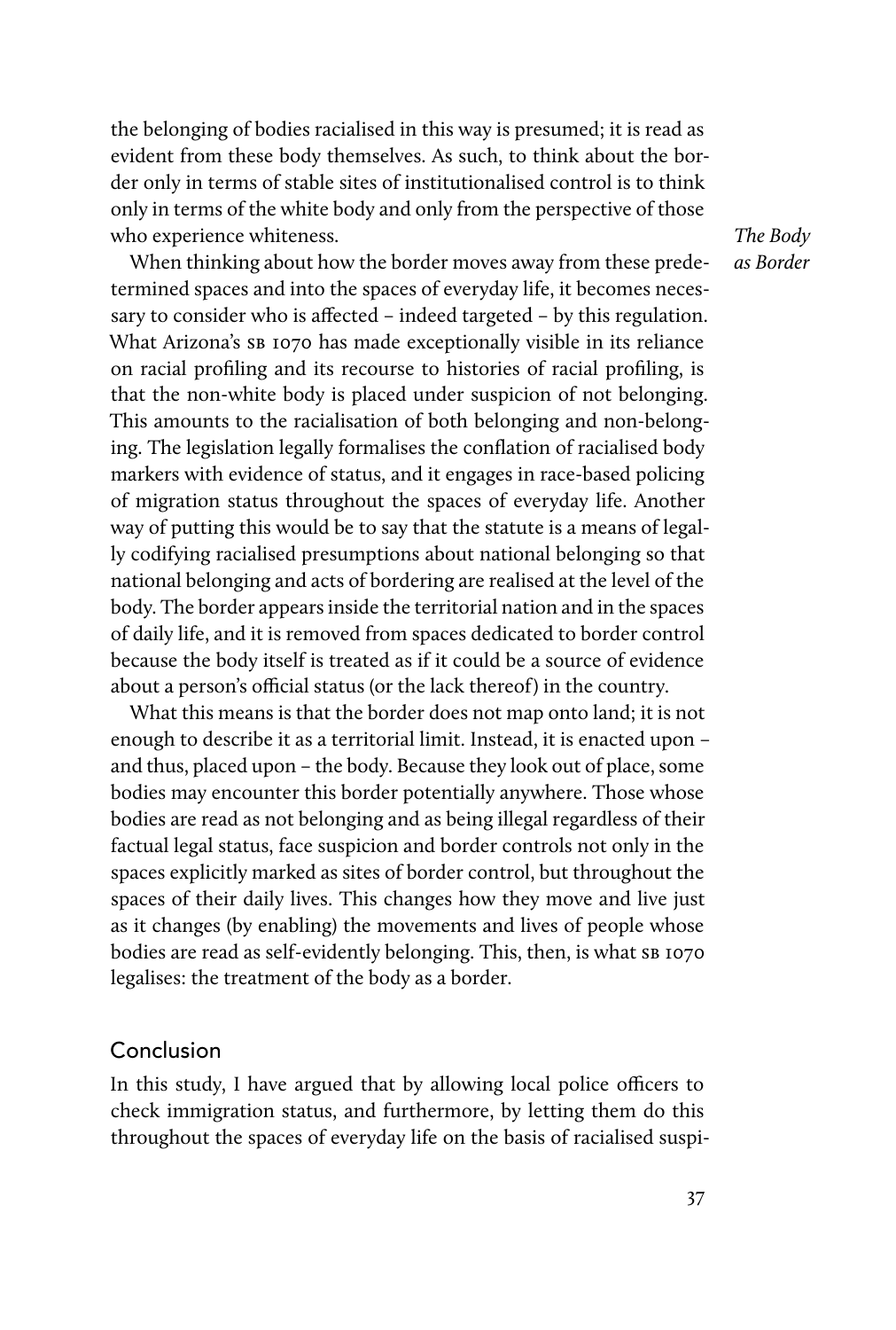the belonging of bodies racialised in this way is presumed; it is read as evident from these body themselves. As such, to think about the border only in terms of stable sites of institutionalised control is to think only in terms of the white body and only from the perspective of those who experience whiteness.

When thinking about how the border moves away from these predetermined spaces and into the spaces of everyday life, it becomes necessary to consider who is affected – indeed targeted – by this regulation. What Arizona's SB 1070 has made exceptionally visible in its reliance on racial profiling and its recourse to histories of racial profiling, is that the non-white body is placed under suspicion of not belonging. This amounts to the racialisation of both belonging and non-belonging. The legislation legally formalises the conflation of racialised body markers with evidence of status, and it engages in race-based policing of migration status throughout the spaces of everyday life. Another way of putting this would be to say that the statute is a means of legally codifying racialised presumptions about national belonging so that national belonging and acts of bordering are realised at the level of the body. The border appears inside the territorial nation and in the spaces of daily life, and it is removed from spaces dedicated to border control because the body itself is treated as if it could be a source of evidence about a person's official status (or the lack thereof) in the country.

What this means is that the border does not map onto land; it is not enough to describe it as a territorial limit. Instead, it is enacted upon – and thus, placed upon – the body. Because they look out of place, some bodies may encounter this border potentially anywhere. Those whose bodies are read as not belonging and as being illegal regardless of their factual legal status, face suspicion and border controls not only in the spaces explicitly marked as sites of border control, but throughout the spaces of their daily lives. This changes how they move and live just as it changes (by enabling) the movements and lives of people whose bodies are read as self-evidently belonging. This, then, is what SB 1070 legalises: the treatment of the body as a border.

## Conclusion

In this study, I have argued that by allowing local police officers to check immigration status, and furthermore, by letting them do this throughout the spaces of everyday life on the basis of racialised suspi-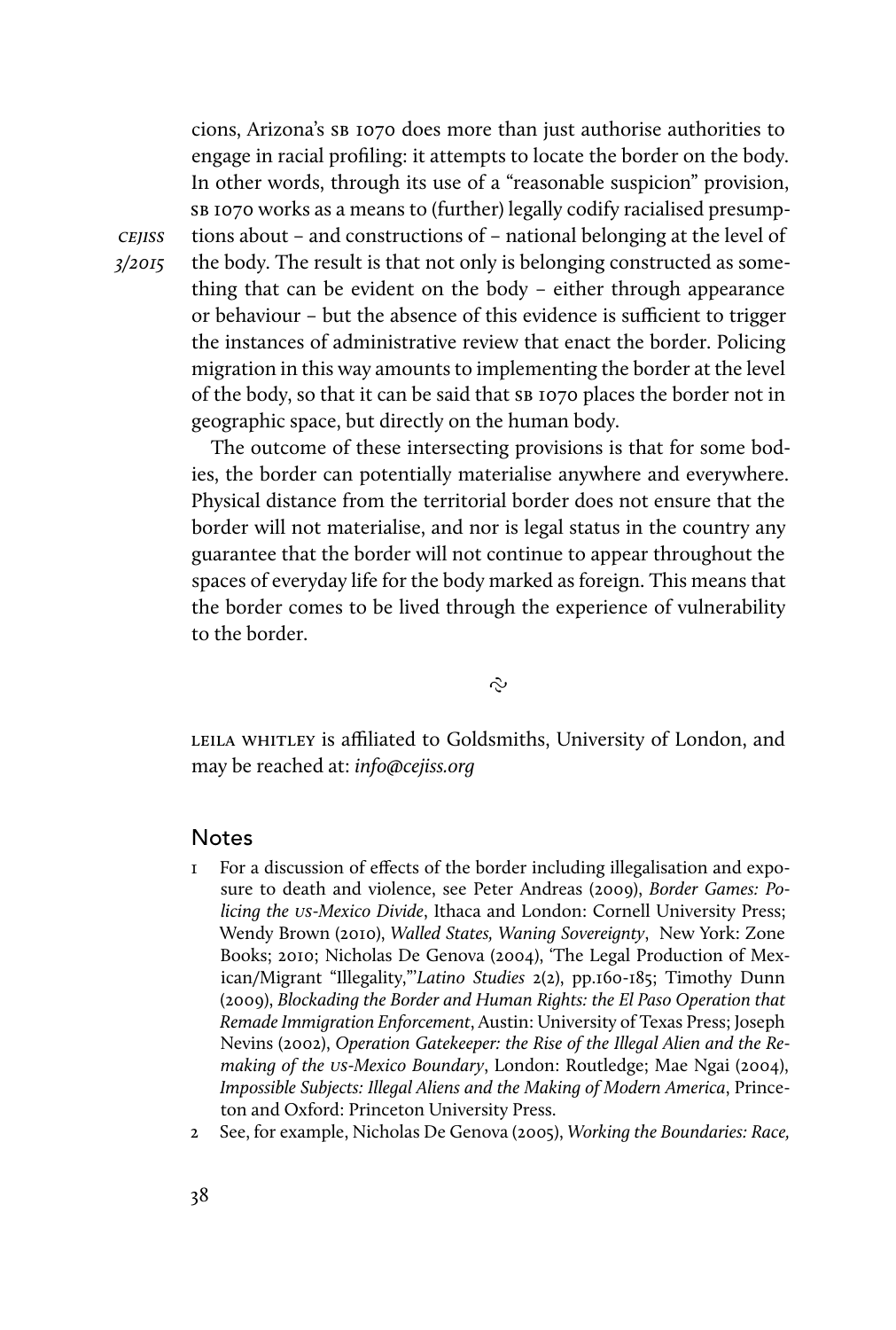cions, Arizona's SB 1070 does more than just authorise authorities to engage in racial profiling: it attempts to locate the border on the body. In other words, through its use of a "reasonable suspicion" provision, SB 1070 works as a means to (further) legally codify racialised presumptions about – and constructions of – national belonging at the level of the body. The result is that not only is belonging constructed as something that can be evident on the body – either through appearance or behaviour – but the absence of this evidence is sufficient to trigger the instances of administrative review that enact the border. Policing migration in this way amounts to implementing the border at the level of the body, so that it can be said that SB 1070 places the border not in geographic space, but directly on the human body.

The outcome of these intersecting provisions is that for some bodies, the border can potentially materialise anywhere and everywhere. Physical distance from the territorial border does not ensure that the border will not materialise, and nor is legal status in the country any guarantee that the border will not continue to appear throughout the spaces of everyday life for the body marked as foreign. This means that the border comes to be lived through the experience of vulnerability to the border.

LEILA WHITLEY is affiliated to Goldsmiths, University of London, and may be reached at: *info@cejiss.org*

## Notes

1. For a discussion of effects of the border including illegalisation and exposure to death and violence, see Peter Andreas (2009), *Border Games: Policing the US-Mexico Divide*, Ithaca and London: Cornell University Press; Wendy Brown (2010), *Walled States, Waning Sovereignty*, New York: Zone Books; 2010; Nicholas De Genova (2004), 'The Legal Production of Mexican/Migrant "Illegality,"' *Latino Studies* 2(2), pp.160-185; Timothy Dunn (2009), *Blockading the Border and Human Rights: the El Paso Operation that Remade Immigration Enforcement*, Austin: University of Texas Press; Joseph Nevins (2002), *Operation Gatekeeper: the Rise of the Illegal Alien and the Remaking of the US-Mexico Boundary*, London: Routledge; Mae Ngai (2004), *Impossible Subjects: Illegal Aliens and the Making of Modern America*, Princeton and Oxford: Princeton University Press.
2. See, for example, Nicholas De Genova (2005), *Working the Boundaries: Race,*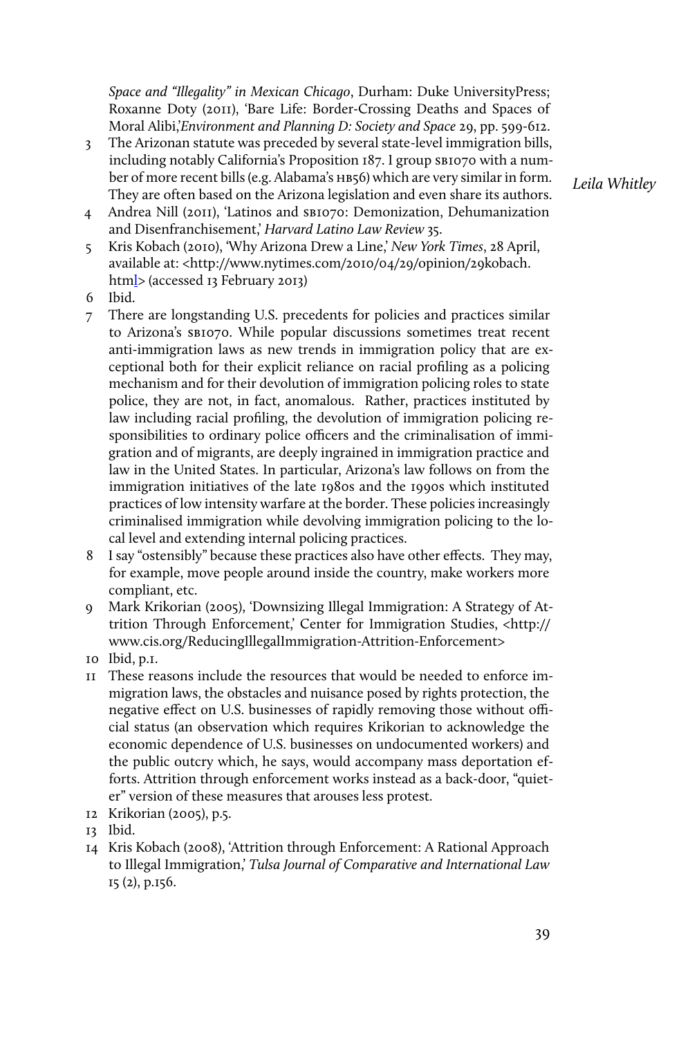*Space and "Illegality" in Mexican Chicago*, Durham: Duke UniversityPress; Roxanne Doty (2011), 'Bare Life: Border-Crossing Deaths and Spaces of Moral Alibi,'*Environment and Planning D: Society and Space* 29, pp. 599-612.

3 The Arizonan statute was preceded by several state-level immigration bills, including notably California's Proposition 187. I group SB1070 with a number of more recent bills (e.g. Alabama's HB56) which are very similar in form. They are often based on the Arizona legislation and even share its authors.

4 Andrea Nill (2011), 'Latinos and SB1070: Demonization, Dehumanization and Disenfranchisement,' *Harvard Latino Law Review* 35.

5 Kris Kobach (2010), 'Why Arizona Drew a Line,' *New York Times*, 28 April, available at: <http://www.nytimes.com/2010/04/29/opinion/29kobach.html> (accessed 13 February 2013)

6 Ibid.

7 There are longstanding U.S. precedents for policies and practices similar to Arizona's SB1070. While popular discussions sometimes treat recent anti-immigration laws as new trends in immigration policy that are exceptional both for their explicit reliance on racial profiling as a policing mechanism and for their devolution of immigration policing roles to state police, they are not, in fact, anomalous. Rather, practices instituted by law including racial profiling, the devolution of immigration policing responsibilities to ordinary police officers and the criminalisation of immigration and of migrants, are deeply ingrained in immigration practice and law in the United States. In particular, Arizona's law follows on from the immigration initiatives of the late 1980s and the 1990s which instituted practices of low intensity warfare at the border. These policies increasingly criminalised immigration while devolving immigration policing to the local level and extending internal policing practices.

8 I say "ostensibly" because these practices also have other effects. They may, for example, move people around inside the country, make workers more compliant, etc.

9 Mark Krikorian (2005), 'Downsizing Illegal Immigration: A Strategy of Attrition Through Enforcement,' Center for Immigration Studies, <http://www.cis.org/ReducingIllegalImmigration-Attrition-Enforcement>

10 Ibid, p.1.

11 These reasons include the resources that would be needed to enforce immigration laws, the obstacles and nuisance posed by rights protection, the negative effect on U.S. businesses of rapidly removing those without official status (an observation which requires Krikorian to acknowledge the economic dependence of U.S. businesses on undocumented workers) and the public outcry which, he says, would accompany mass deportation efforts. Attrition through enforcement works instead as a back-door, "quieter" version of these measures that arouses less protest.

12 Krikorian (2005), p.5.

13 Ibid.

14 Kris Kobach (2008), 'Attrition through Enforcement: A Rational Approach to Illegal Immigration,' *Tulsa Journal of Comparative and International Law* 15 (2), p.156.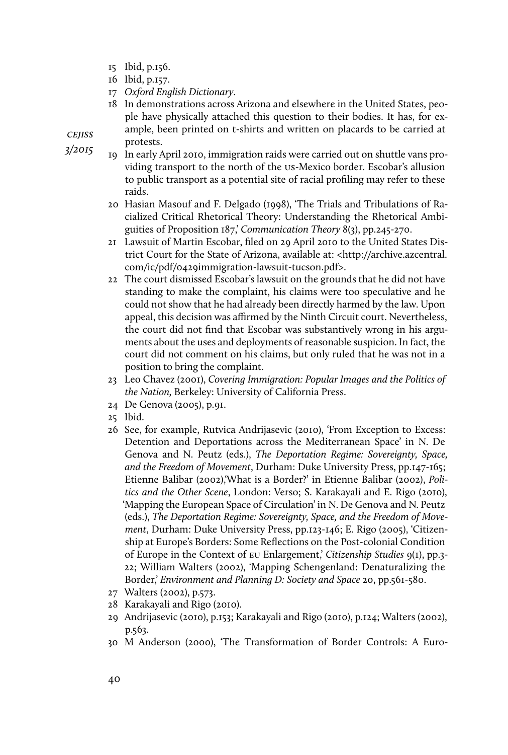15 Ibid, p.156.

16 Ibid, p.157.

17 *Oxford English Dictionary*.

18 In demonstrations across Arizona and elsewhere in the United States, people have physically attached this question to their bodies. It has, for example, been printed on t-shirts and written on placards to be carried at protests.

19 In early April 2010, immigration raids were carried out on shuttle vans providing transport to the north of the US-Mexico border. Escobar's allusion to public transport as a potential site of racial profiling may refer to these raids.

20 Hasian Masouf and F. Delgado (1998), 'The Trials and Tribulations of Racialized Critical Rhetorical Theory: Understanding the Rhetorical Ambiguities of Proposition 187,' *Communication Theory* 8(3), pp.245-270.

21 Lawsuit of Martin Escobar, filed on 29 April 2010 to the United States District Court for the State of Arizona, available at: <http://archive.azcentral.com/ic/pdf/0429immigration-lawsuit-tucson.pdf>.

22 The court dismissed Escobar's lawsuit on the grounds that he did not have standing to make the complaint, his claims were too speculative and he could not show that he had already been directly harmed by the law. Upon appeal, this decision was affirmed by the Ninth Circuit court. Nevertheless, the court did not find that Escobar was substantively wrong in his arguments about the uses and deployments of reasonable suspicion. In fact, the court did not comment on his claims, but only ruled that he was not in a position to bring the complaint.

23 Leo Chavez (2001), *Covering Immigration: Popular Images and the Politics of the Nation,* Berkeley: University of California Press.

24 De Genova (2005), p.91.

25 Ibid.

26 See, for example, Rutvica Andrijasevic (2010), 'From Exception to Excess: Detention and Deportations across the Mediterranean Space' in N. De Genova and N. Peutz (eds.), *The Deportation Regime: Sovereignty, Space, and the Freedom of Movement*, Durham: Duke University Press, pp.147-165; Etienne Balibar (2002),'What is a Border?' in Etienne Balibar (2002), *Politics and the Other Scene*, London: Verso; S. Karakayali and E. Rigo (2010), 'Mapping the European Space of Circulation' in N. De Genova and N. Peutz (eds.), *The Deportation Regime: Sovereignty, Space, and the Freedom of Movement*, Durham: Duke University Press, pp.123-146; E. Rigo (2005), 'Citizenship at Europe's Borders: Some Reflections on the Post-colonial Condition of Europe in the Context of EU Enlargement,' *Citizenship Studies* 9(1), pp.3-22; William Walters (2002), 'Mapping Schengenland: Denaturalizing the Border,' *Environment and Planning D: Society and Space* 20, pp.561-580.

27 Walters (2002), p.573.

28 Karakayali and Rigo (2010).

29 Andrijasevic (2010), p.153; Karakayali and Rigo (2010), p.124; Walters (2002), p.563.

30 M Anderson (2000), 'The Transformation of Border Controls: A Euro-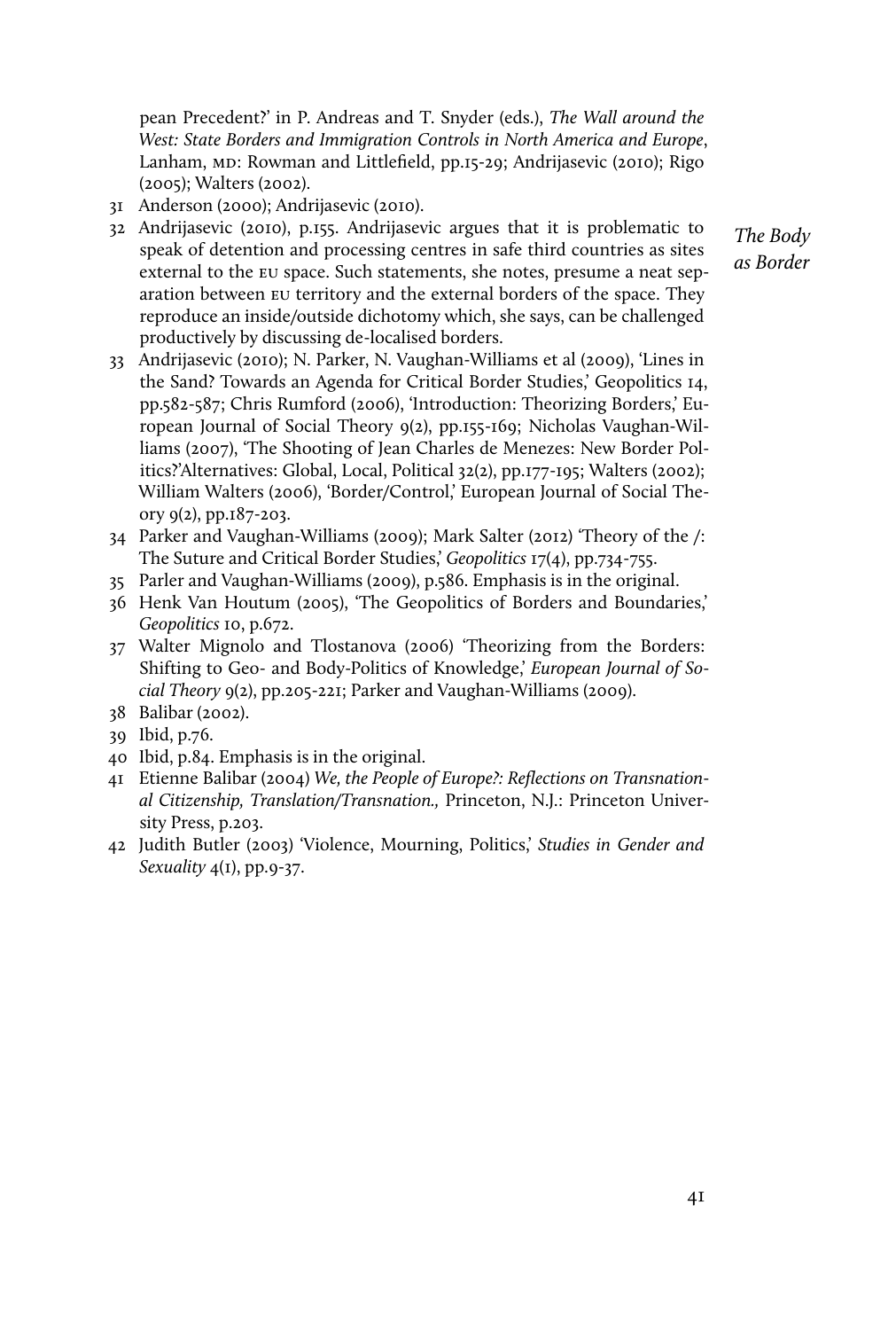pean Precedent?' in P. Andreas and T. Snyder (eds.), *The Wall around the West: State Borders and Immigration Controls in North America and Europe*, Lanham, MD: Rowman and Littlefield, pp.15-29; Andrijasevic (2010); Rigo (2005); Walters (2002).

31 Anderson (2000); Andrijasevic (2010).

32 Andrijasevic (2010), p.155. Andrijasevic argues that it is problematic to speak of detention and processing centres in safe third countries as sites external to the EU space. Such statements, she notes, presume a neat separation between EU territory and the external borders of the space. They reproduce an inside/outside dichotomy which, she says, can be challenged productively by discussing de-localised borders.

33 Andrijasevic (2010); N. Parker, N. Vaughan-Williams et al (2009), 'Lines in the Sand? Towards an Agenda for Critical Border Studies,' Geopolitics 14, pp.582-587; Chris Rumford (2006), 'Introduction: Theorizing Borders,' European Journal of Social Theory 9(2), pp.155-169; Nicholas Vaughan-Williams (2007), 'The Shooting of Jean Charles de Menezes: New Border Politics?'Alternatives: Global, Local, Political 32(2), pp.177-195; Walters (2002); William Walters (2006), 'Border/Control,' European Journal of Social Theory 9(2), pp.187-203.

34 Parker and Vaughan-Williams (2009); Mark Salter (2012) 'Theory of the /: The Suture and Critical Border Studies,' *Geopolitics* 17(4), pp.734-755.

35 Parler and Vaughan-Williams (2009), p.586. Emphasis is in the original.

36 Henk Van Houtum (2005), 'The Geopolitics of Borders and Boundaries,' *Geopolitics* 10, p.672.

37 Walter Mignolo and Tlostanova (2006) 'Theorizing from the Borders: Shifting to Geo- and Body-Politics of Knowledge,' *European Journal of Social Theory* 9(2), pp.205-221; Parker and Vaughan-Williams (2009).

38 Balibar (2002).

39 Ibid, p.76.

40 Ibid, p.84. Emphasis is in the original.

41 Etienne Balibar (2004) *We, the People of Europe?: Reflections on Transnational Citizenship, Translation/Transnation.,* Princeton, N.J.: Princeton University Press, p.203.

42 Judith Butler (2003) 'Violence, Mourning, Politics,' *Studies in Gender and Sexuality* 4(1), pp.9-37.